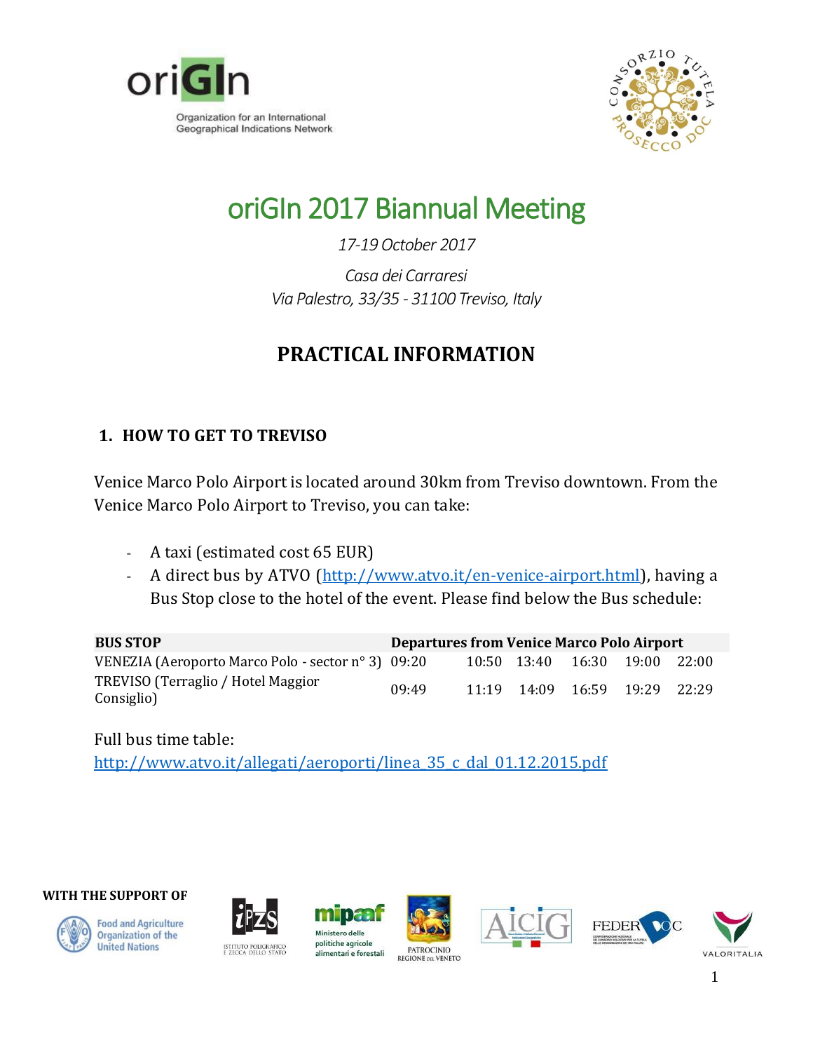# oriGIn 2017 Biannual Meeting

*17-19 October 2017*

*Casa dei Carraresi*

*Via Palestro, 33/35 - 31100 Treviso, Italy*

## PRACTICAL INFORMATION

### 1. HOW TO GET TO TREVISO

Venice Marco Polo Airport is located around 30km from Treviso downtown. From the Venice Marco Polo Airport to Treviso, you can take:

- A taxi (estimated cost 65 EUR)
- A direct bus by ATVO (http://www.atvo.it/en-venice-airport.html), having a Bus Stop close to the hotel of the event. Please find below the Bus schedule:

| BUS STOP | Departures from Venice Marco Polo Airport | | | | | |
|---|---|---|---|---|---|---|
| VENEZIA (Aeroporto Marco Polo - sector n° 3) | 09:20 | 10:50 | 13:40 | 16:30 | 19:00 | 22:00 |
| TREVISO (Terraglio / Hotel Maggior Consiglio) | 09:49 | 11:19 | 14:09 | 16:59 | 19:29 | 22:29 |

Full bus time table:
http://www.atvo.it/allegati/aeroporti/linea_35_c_dal_01.12.2015.pdf

**WITH THE SUPPORT OF**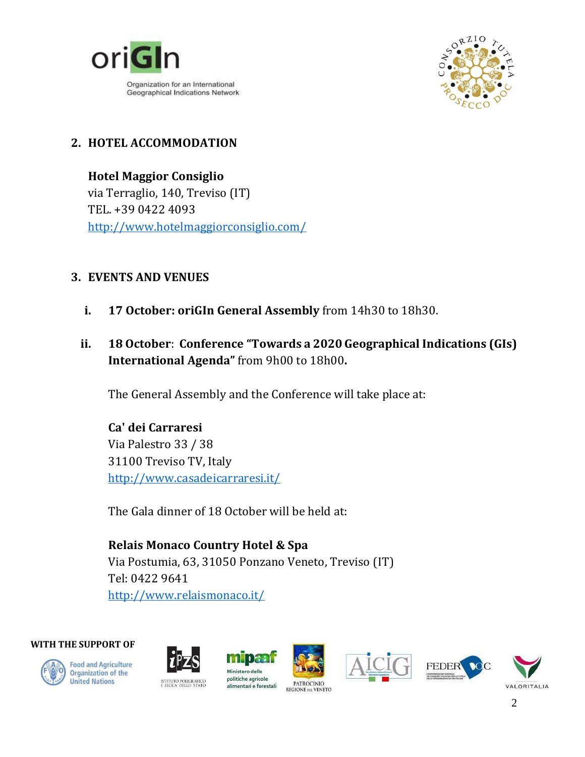## 2. HOTEL ACCOMMODATION

**Hotel Maggior Consiglio**
via Terraglio, 140, Treviso (IT)
TEL. +39 0422 4093
http://www.hotelmaggiorconsiglio.com/

## 3. EVENTS AND VENUES

i. **17 October: oriGIn General Assembly** from 14h30 to 18h30.

ii. **18 October**: **Conference "Towards a 2020 Geographical Indications (GIs) International Agenda"** from 9h00 to 18h00**.**

The General Assembly and the Conference will take place at:

**Ca' dei Carraresi**
Via Palestro 33 / 38
31100 Treviso TV, Italy
http://www.casadeicarraresi.it/

The Gala dinner of 18 October will be held at:

**Relais Monaco Country Hotel & Spa**
Via Postumia, 63, 31050 Ponzano Veneto, Treviso (IT)
Tel: 0422 9641
http://www.relaismonaco.it/

**WITH THE SUPPORT OF**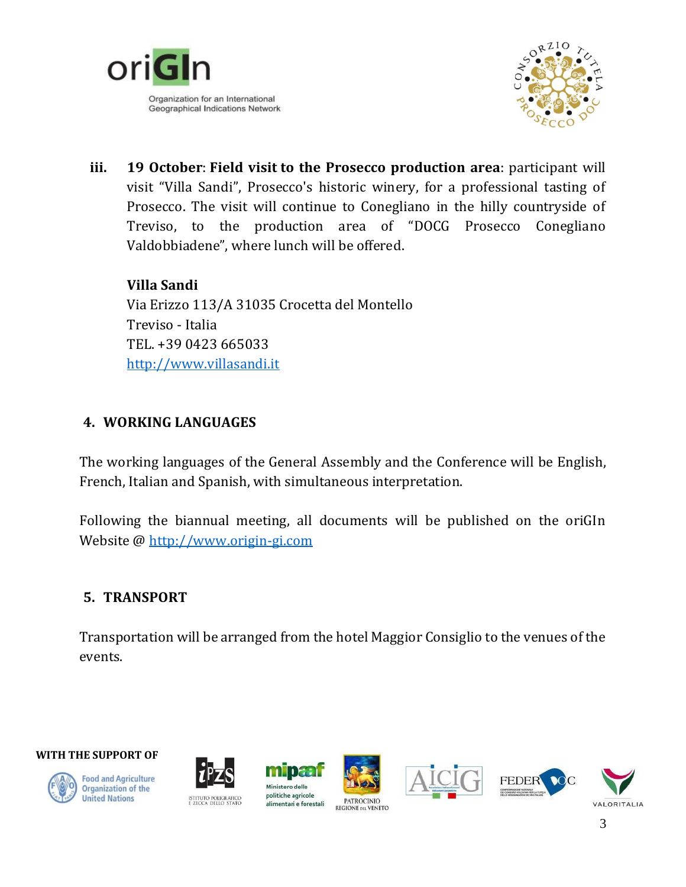iii. **19 October**: **Field visit to the Prosecco production area**: participant will visit "Villa Sandi", Prosecco's historic winery, for a professional tasting of Prosecco. The visit will continue to Conegliano in the hilly countryside of Treviso, to the production area of "DOCG Prosecco Conegliano Valdobbiadene", where lunch will be offered.

**Villa Sandi**
Via Erizzo 113/A 31035 Crocetta del Montello
Treviso - Italia
TEL. +39 0423 665033
http://www.villasandi.it

## 4. WORKING LANGUAGES

The working languages of the General Assembly and the Conference will be English, French, Italian and Spanish, with simultaneous interpretation.

Following the biannual meeting, all documents will be published on the oriGIn Website @ http://www.origin-gi.com

## 5. TRANSPORT

Transportation will be arranged from the hotel Maggior Consiglio to the venues of the events.

**WITH THE SUPPORT OF**

Food and Agriculture Organization of the United Nations
Istituto Poligrafico e Zecca dello Stato
mipaaf – Ministero delle politiche agricole alimentari e forestali
Patrocinio Regione del Veneto
AICIG
FEDERDOC
VALORITALIA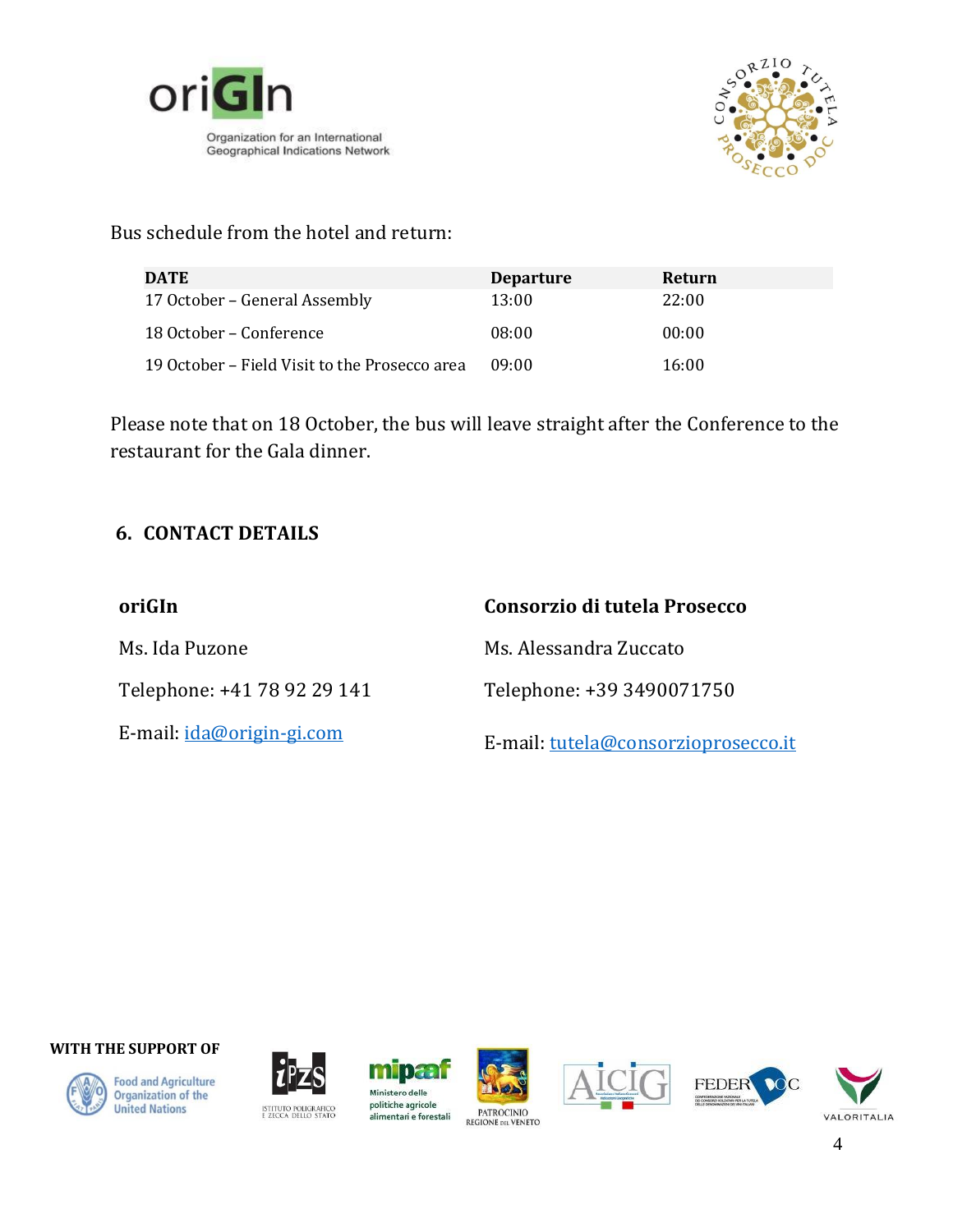Bus schedule from the hotel and return:

| DATE | Departure | Return |
| --- | --- | --- |
| 17 October – General Assembly | 13:00 | 22:00 |
| 18 October – Conference | 08:00 | 00:00 |
| 19 October – Field Visit to the Prosecco area | 09:00 | 16:00 |

Please note that on 18 October, the bus will leave straight after the Conference to the restaurant for the Gala dinner.

## 6. CONTACT DETAILS

**oriGIn**

Ms. Ida Puzone

Telephone: +41 78 92 29 141

E-mail: ida@origin-gi.com

**Consorzio di tutela Prosecco**

Ms. Alessandra Zuccato

Telephone: +39 3490071750

E-mail: tutela@consorzioprosecco.it

**WITH THE SUPPORT OF**